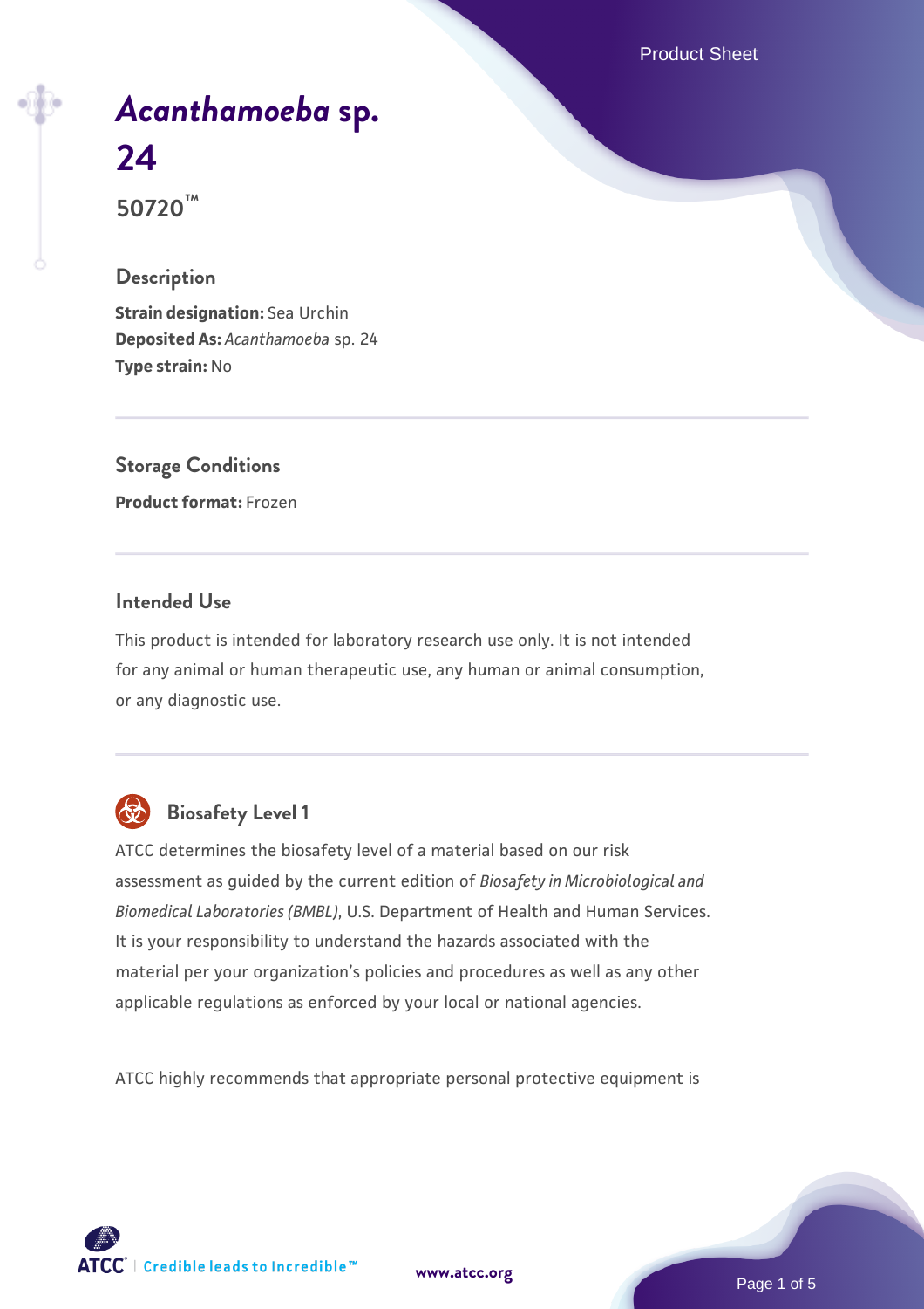# *Acanthamoeba* sp. 24

**50720™**

## Description

**Strain designation:** Sea Urchin
**Deposited As:** *Acanthamoeba* sp. 24
**Type strain:** No

## Storage Conditions

**Product format:** Frozen

## Intended Use

This product is intended for laboratory research use only. It is not intended for any animal or human therapeutic use, any human or animal consumption, or any diagnostic use.

## Biosafety Level 1

ATCC determines the biosafety level of a material based on our risk assessment as guided by the current edition of *Biosafety in Microbiological and Biomedical Laboratories (BMBL)*, U.S. Department of Health and Human Services. It is your responsibility to understand the hazards associated with the material per your organization's policies and procedures as well as any other applicable regulations as enforced by your local or national agencies.

ATCC highly recommends that appropriate personal protective equipment is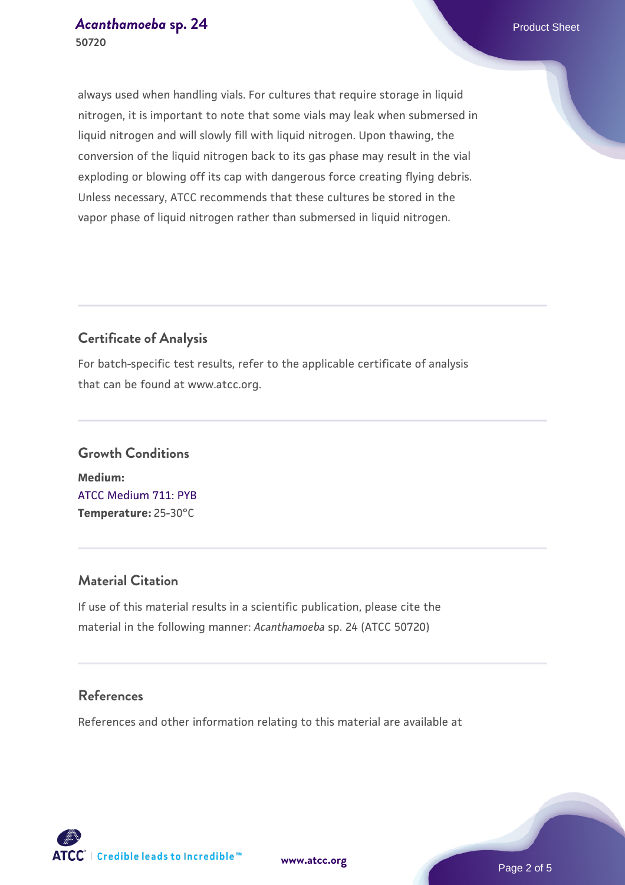always used when handling vials. For cultures that require storage in liquid nitrogen, it is important to note that some vials may leak when submersed in liquid nitrogen and will slowly fill with liquid nitrogen. Upon thawing, the conversion of the liquid nitrogen back to its gas phase may result in the vial exploding or blowing off its cap with dangerous force creating flying debris. Unless necessary, ATCC recommends that these cultures be stored in the vapor phase of liquid nitrogen rather than submersed in liquid nitrogen.

## Certificate of Analysis

For batch-specific test results, refer to the applicable certificate of analysis that can be found at www.atcc.org.

## Growth Conditions

**Medium:**
ATCC Medium 711: PYB
**Temperature:** 25-30°C

## Material Citation

If use of this material results in a scientific publication, please cite the material in the following manner: *Acanthamoeba* sp. 24 (ATCC 50720)

## References

References and other information relating to this material are available at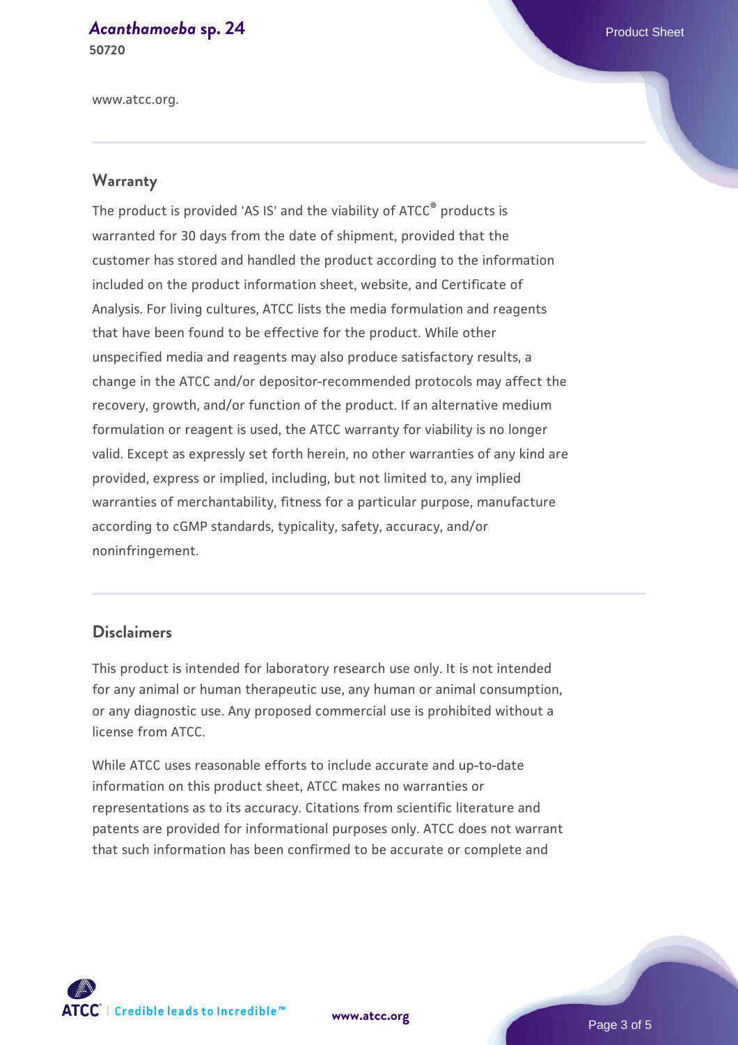www.atcc.org.

## Warranty

The product is provided 'AS IS' and the viability of ATCC® products is warranted for 30 days from the date of shipment, provided that the customer has stored and handled the product according to the information included on the product information sheet, website, and Certificate of Analysis. For living cultures, ATCC lists the media formulation and reagents that have been found to be effective for the product. While other unspecified media and reagents may also produce satisfactory results, a change in the ATCC and/or depositor-recommended protocols may affect the recovery, growth, and/or function of the product. If an alternative medium formulation or reagent is used, the ATCC warranty for viability is no longer valid. Except as expressly set forth herein, no other warranties of any kind are provided, express or implied, including, but not limited to, any implied warranties of merchantability, fitness for a particular purpose, manufacture according to cGMP standards, typicality, safety, accuracy, and/or noninfringement.

## Disclaimers

This product is intended for laboratory research use only. It is not intended for any animal or human therapeutic use, any human or animal consumption, or any diagnostic use. Any proposed commercial use is prohibited without a license from ATCC.

While ATCC uses reasonable efforts to include accurate and up-to-date information on this product sheet, ATCC makes no warranties or representations as to its accuracy. Citations from scientific literature and patents are provided for informational purposes only. ATCC does not warrant that such information has been confirmed to be accurate or complete and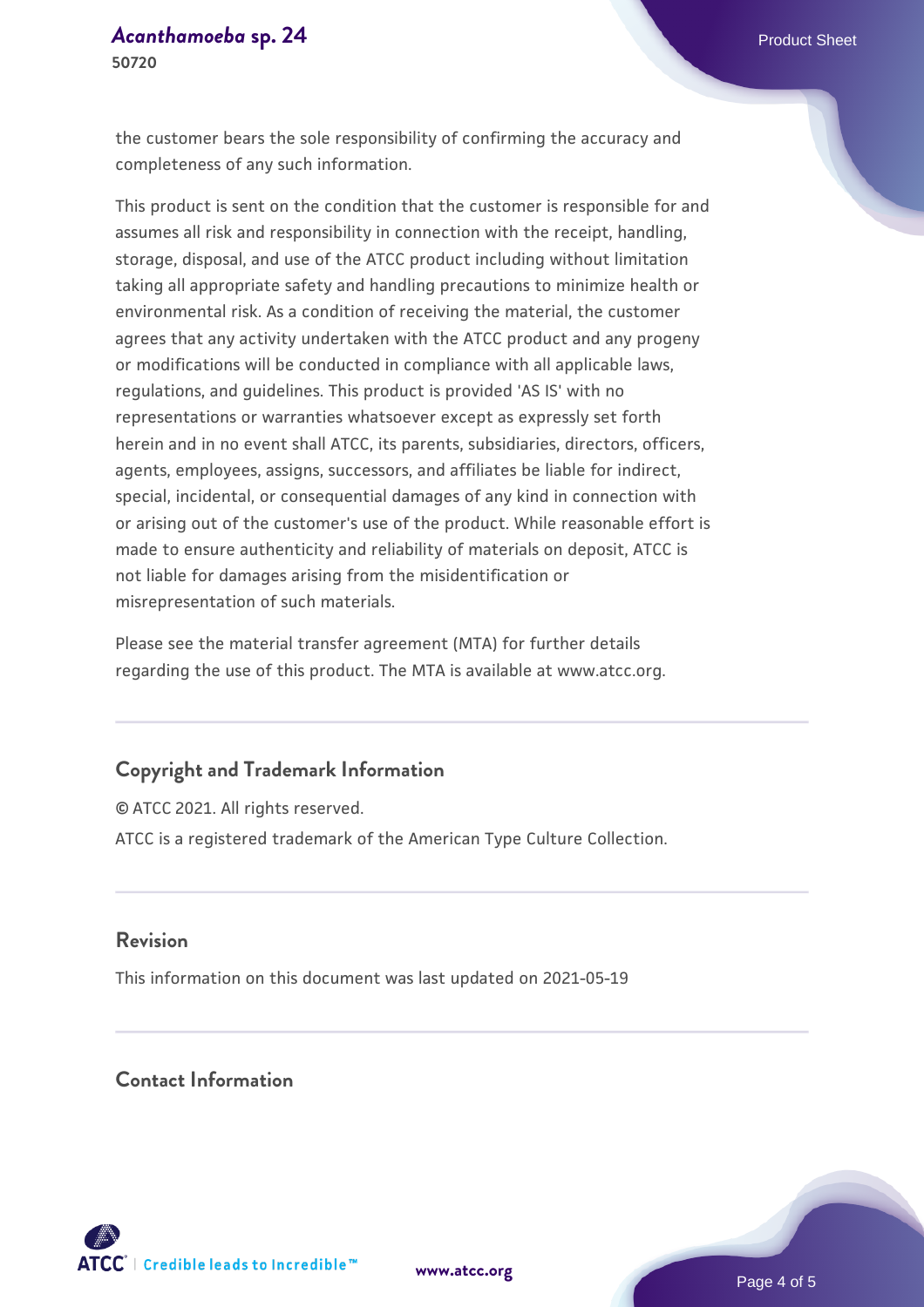the customer bears the sole responsibility of confirming the accuracy and completeness of any such information.

This product is sent on the condition that the customer is responsible for and assumes all risk and responsibility in connection with the receipt, handling, storage, disposal, and use of the ATCC product including without limitation taking all appropriate safety and handling precautions to minimize health or environmental risk. As a condition of receiving the material, the customer agrees that any activity undertaken with the ATCC product and any progeny or modifications will be conducted in compliance with all applicable laws, regulations, and guidelines. This product is provided 'AS IS' with no representations or warranties whatsoever except as expressly set forth herein and in no event shall ATCC, its parents, subsidiaries, directors, officers, agents, employees, assigns, successors, and affiliates be liable for indirect, special, incidental, or consequential damages of any kind in connection with or arising out of the customer's use of the product. While reasonable effort is made to ensure authenticity and reliability of materials on deposit, ATCC is not liable for damages arising from the misidentification or misrepresentation of such materials.

Please see the material transfer agreement (MTA) for further details regarding the use of this product. The MTA is available at www.atcc.org.

## Copyright and Trademark Information

© ATCC 2021. All rights reserved.

ATCC is a registered trademark of the American Type Culture Collection.

## Revision

This information on this document was last updated on 2021-05-19

## Contact Information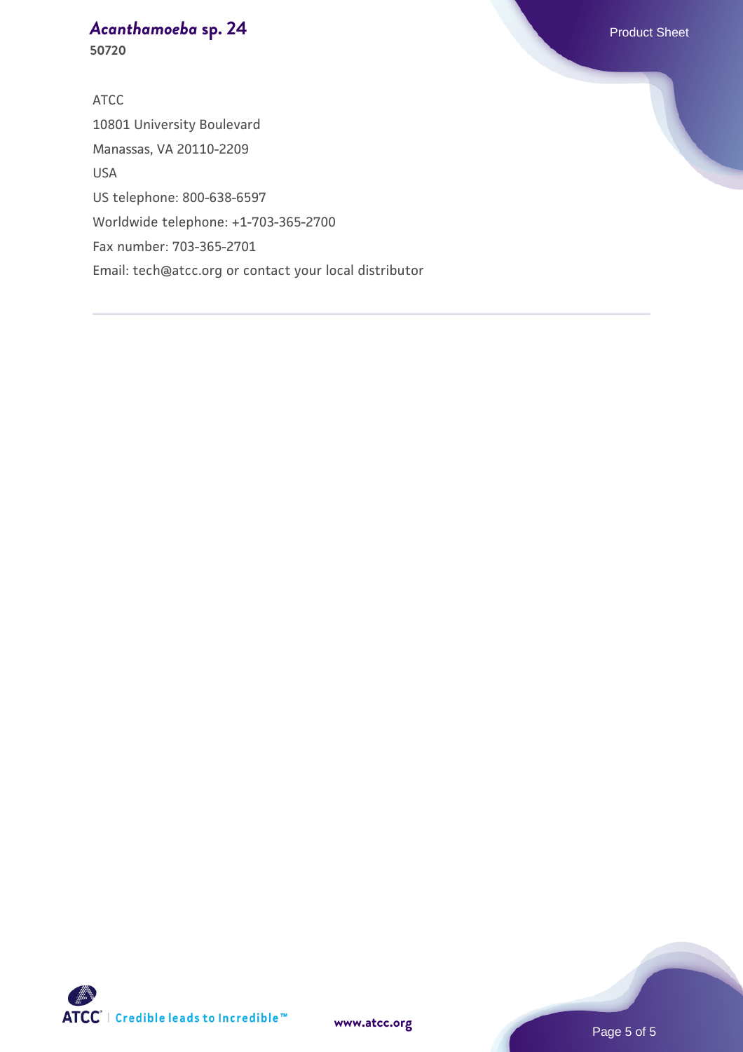ATCC

10801 University Boulevard

Manassas, VA 20110-2209

USA

US telephone: 800-638-6597

Worldwide telephone: +1-703-365-2700

Fax number: 703-365-2701

Email: tech@atcc.org or contact your local distributor